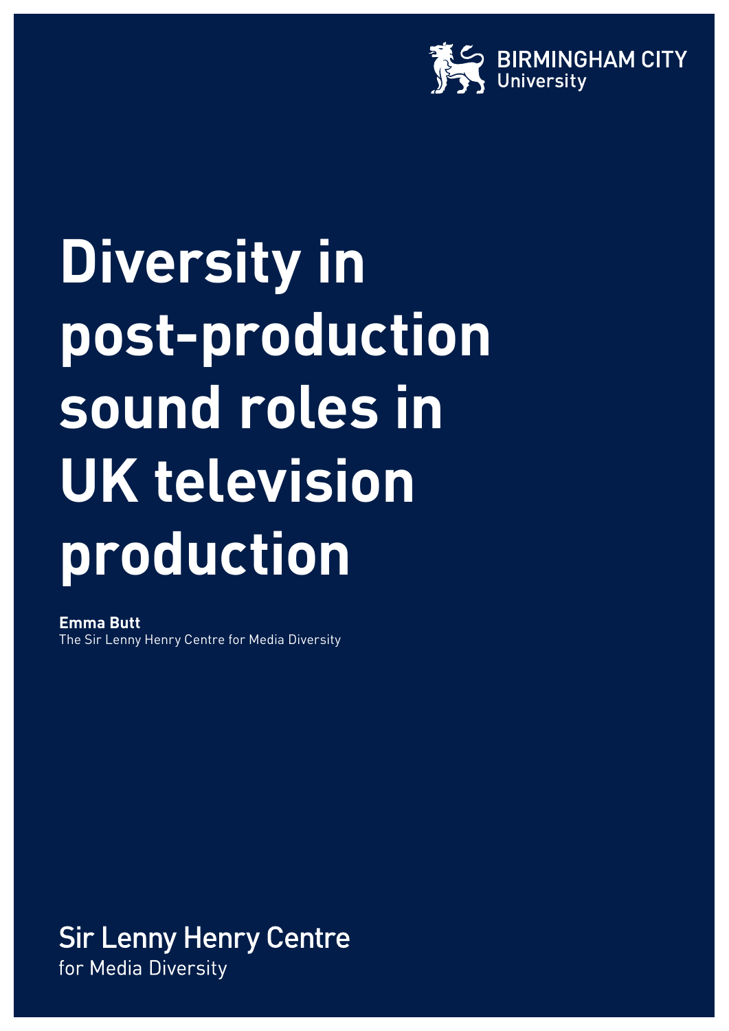BIRMINGHAM CITY University

# Diversity in post-production sound roles in UK television production

**Emma Butt**
The Sir Lenny Henry Centre for Media Diversity

Sir Lenny Henry Centre for Media Diversity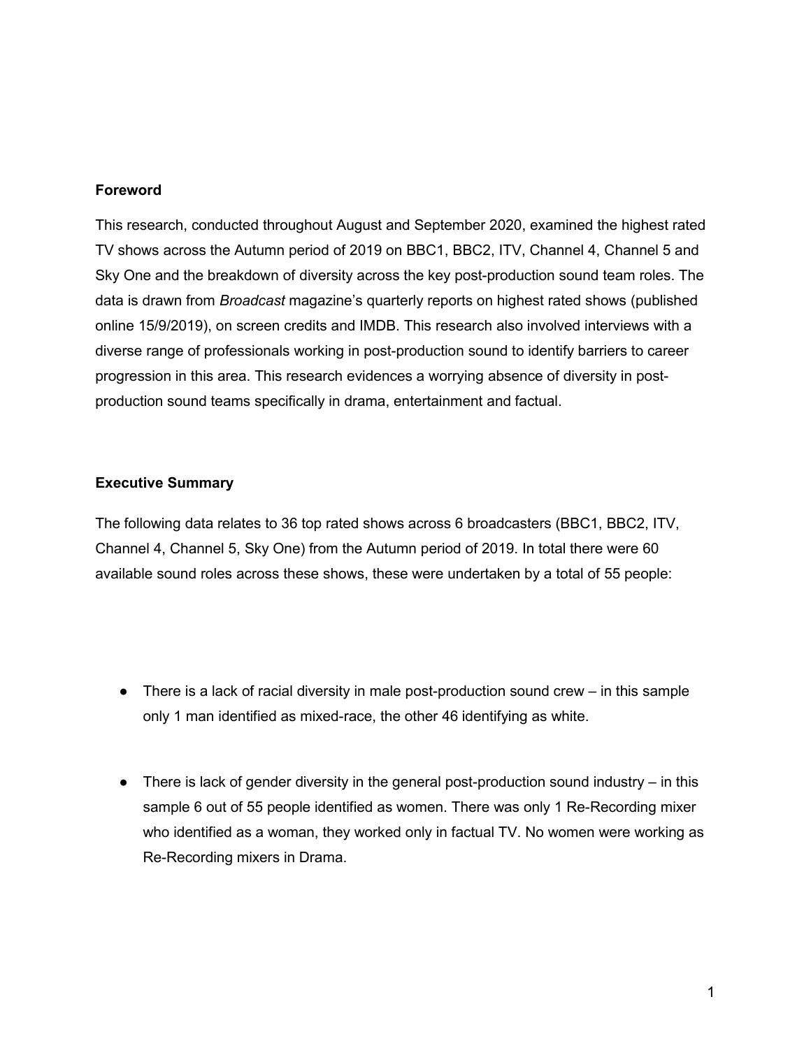**Foreword**

This research, conducted throughout August and September 2020, examined the highest rated TV shows across the Autumn period of 2019 on BBC1, BBC2, ITV, Channel 4, Channel 5 and Sky One and the breakdown of diversity across the key post-production sound team roles. The data is drawn from *Broadcast* magazine's quarterly reports on highest rated shows (published online 15/9/2019), on screen credits and IMDB. This research also involved interviews with a diverse range of professionals working in post-production sound to identify barriers to career progression in this area. This research evidences a worrying absence of diversity in post-production sound teams specifically in drama, entertainment and factual.

**Executive Summary**

The following data relates to 36 top rated shows across 6 broadcasters (BBC1, BBC2, ITV, Channel 4, Channel 5, Sky One) from the Autumn period of 2019. In total there were 60 available sound roles across these shows, these were undertaken by a total of 55 people:

- There is a lack of racial diversity in male post-production sound crew – in this sample only 1 man identified as mixed-race, the other 46 identifying as white.

- There is lack of gender diversity in the general post-production sound industry – in this sample 6 out of 55 people identified as women. There was only 1 Re-Recording mixer who identified as a woman, they worked only in factual TV. No women were working as Re-Recording mixers in Drama.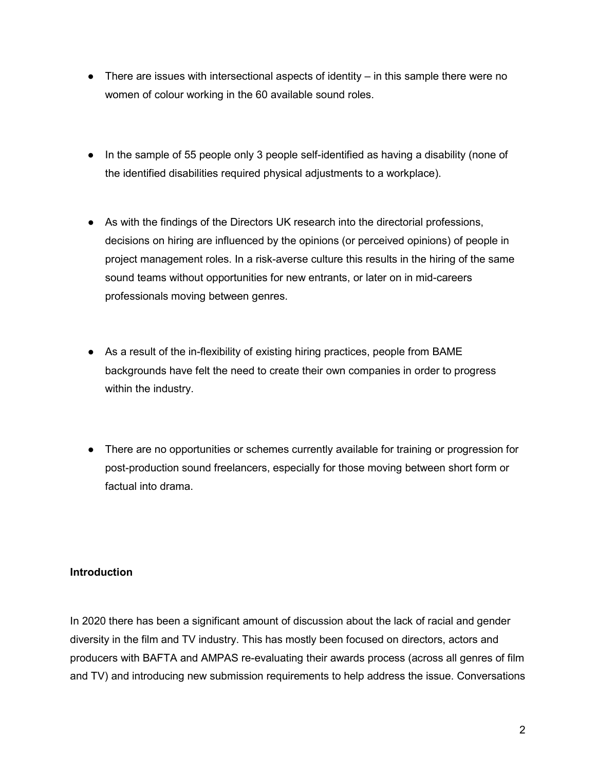- There are issues with intersectional aspects of identity – in this sample there were no women of colour working in the 60 available sound roles.

- In the sample of 55 people only 3 people self-identified as having a disability (none of the identified disabilities required physical adjustments to a workplace).

- As with the findings of the Directors UK research into the directorial professions, decisions on hiring are influenced by the opinions (or perceived opinions) of people in project management roles. In a risk-averse culture this results in the hiring of the same sound teams without opportunities for new entrants, or later on in mid-careers professionals moving between genres.

- As a result of the in-flexibility of existing hiring practices, people from BAME backgrounds have felt the need to create their own companies in order to progress within the industry.

- There are no opportunities or schemes currently available for training or progression for post-production sound freelancers, especially for those moving between short form or factual into drama.

**Introduction**

In 2020 there has been a significant amount of discussion about the lack of racial and gender diversity in the film and TV industry. This has mostly been focused on directors, actors and producers with BAFTA and AMPAS re-evaluating their awards process (across all genres of film and TV) and introducing new submission requirements to help address the issue. Conversations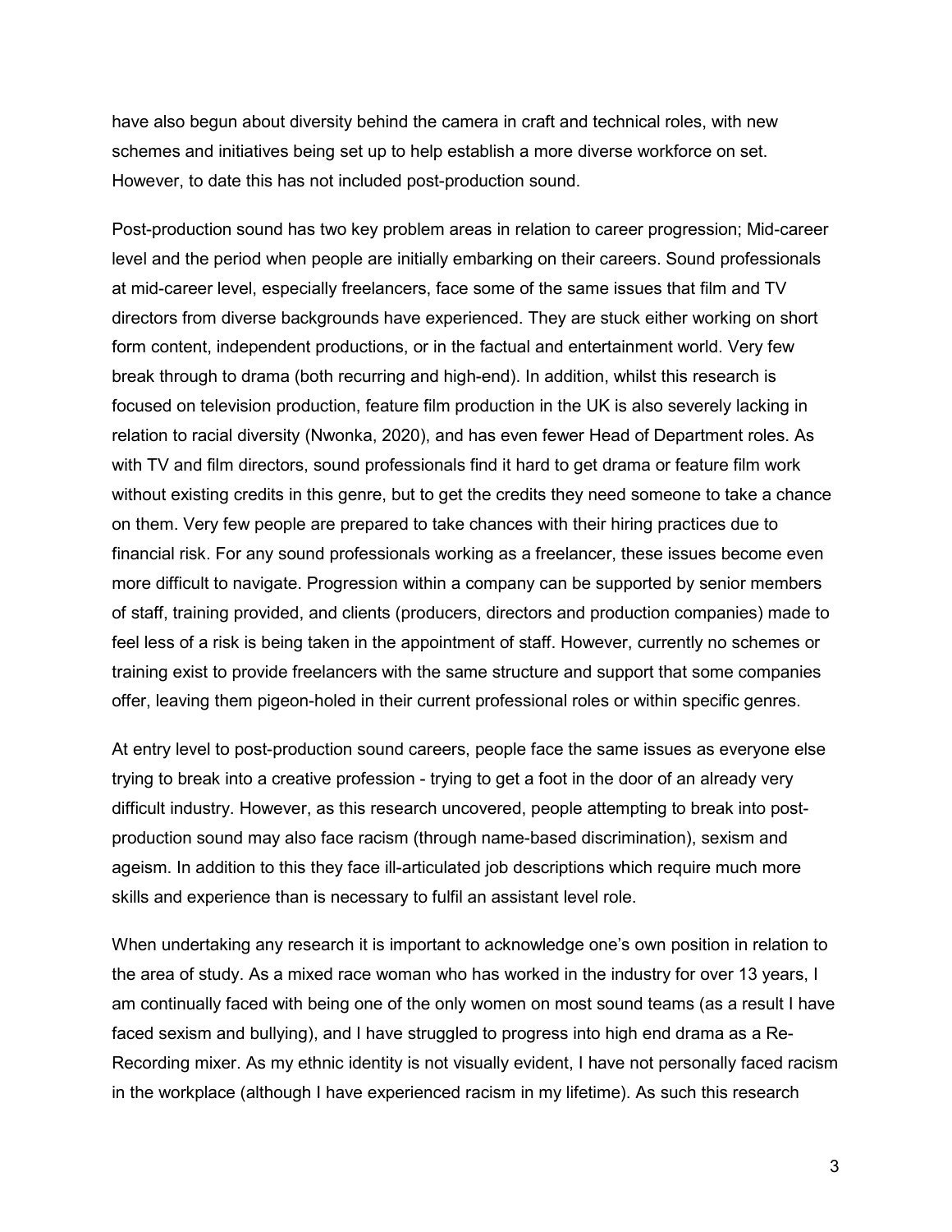have also begun about diversity behind the camera in craft and technical roles, with new schemes and initiatives being set up to help establish a more diverse workforce on set. However, to date this has not included post-production sound.

Post-production sound has two key problem areas in relation to career progression; Mid-career level and the period when people are initially embarking on their careers. Sound professionals at mid-career level, especially freelancers, face some of the same issues that film and TV directors from diverse backgrounds have experienced. They are stuck either working on short form content, independent productions, or in the factual and entertainment world. Very few break through to drama (both recurring and high-end). In addition, whilst this research is focused on television production, feature film production in the UK is also severely lacking in relation to racial diversity (Nwonka, 2020), and has even fewer Head of Department roles. As with TV and film directors, sound professionals find it hard to get drama or feature film work without existing credits in this genre, but to get the credits they need someone to take a chance on them. Very few people are prepared to take chances with their hiring practices due to financial risk. For any sound professionals working as a freelancer, these issues become even more difficult to navigate. Progression within a company can be supported by senior members of staff, training provided, and clients (producers, directors and production companies) made to feel less of a risk is being taken in the appointment of staff. However, currently no schemes or training exist to provide freelancers with the same structure and support that some companies offer, leaving them pigeon-holed in their current professional roles or within specific genres.

At entry level to post-production sound careers, people face the same issues as everyone else trying to break into a creative profession - trying to get a foot in the door of an already very difficult industry. However, as this research uncovered, people attempting to break into post-production sound may also face racism (through name-based discrimination), sexism and ageism. In addition to this they face ill-articulated job descriptions which require much more skills and experience than is necessary to fulfil an assistant level role.

When undertaking any research it is important to acknowledge one's own position in relation to the area of study. As a mixed race woman who has worked in the industry for over 13 years, I am continually faced with being one of the only women on most sound teams (as a result I have faced sexism and bullying), and I have struggled to progress into high end drama as a Re-Recording mixer. As my ethnic identity is not visually evident, I have not personally faced racism in the workplace (although I have experienced racism in my lifetime). As such this research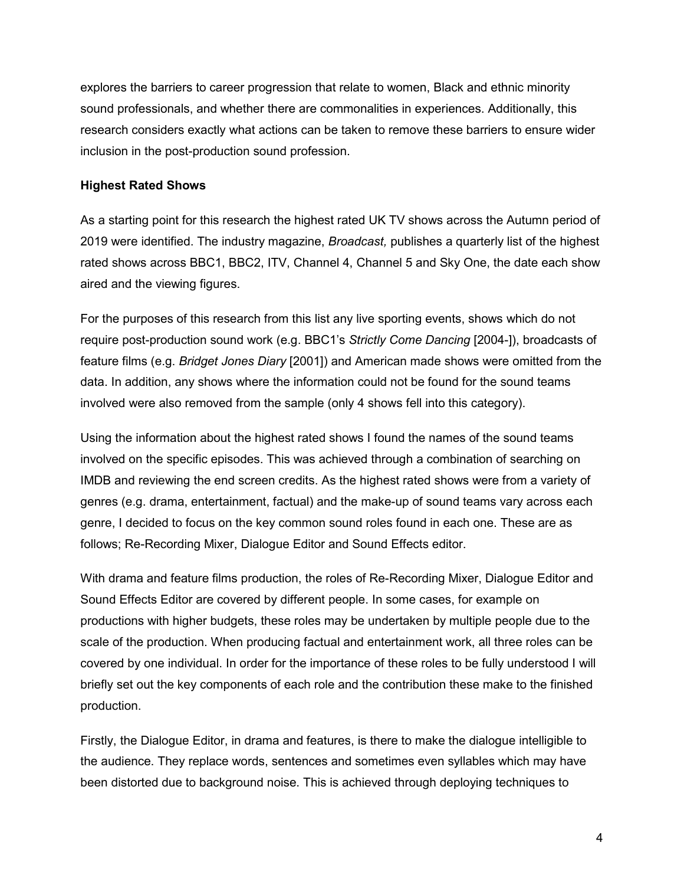explores the barriers to career progression that relate to women, Black and ethnic minority sound professionals, and whether there are commonalities in experiences. Additionally, this research considers exactly what actions can be taken to remove these barriers to ensure wider inclusion in the post-production sound profession.

**Highest Rated Shows**

As a starting point for this research the highest rated UK TV shows across the Autumn period of 2019 were identified. The industry magazine, *Broadcast,* publishes a quarterly list of the highest rated shows across BBC1, BBC2, ITV, Channel 4, Channel 5 and Sky One, the date each show aired and the viewing figures.

For the purposes of this research from this list any live sporting events, shows which do not require post-production sound work (e.g. BBC1's *Strictly Come Dancing* [2004-]), broadcasts of feature films (e.g. *Bridget Jones Diary* [2001]) and American made shows were omitted from the data. In addition, any shows where the information could not be found for the sound teams involved were also removed from the sample (only 4 shows fell into this category).

Using the information about the highest rated shows I found the names of the sound teams involved on the specific episodes. This was achieved through a combination of searching on IMDB and reviewing the end screen credits. As the highest rated shows were from a variety of genres (e.g. drama, entertainment, factual) and the make-up of sound teams vary across each genre, I decided to focus on the key common sound roles found in each one. These are as follows; Re-Recording Mixer, Dialogue Editor and Sound Effects editor.

With drama and feature films production, the roles of Re-Recording Mixer, Dialogue Editor and Sound Effects Editor are covered by different people. In some cases, for example on productions with higher budgets, these roles may be undertaken by multiple people due to the scale of the production. When producing factual and entertainment work, all three roles can be covered by one individual. In order for the importance of these roles to be fully understood I will briefly set out the key components of each role and the contribution these make to the finished production.

Firstly, the Dialogue Editor, in drama and features, is there to make the dialogue intelligible to the audience. They replace words, sentences and sometimes even syllables which may have been distorted due to background noise. This is achieved through deploying techniques to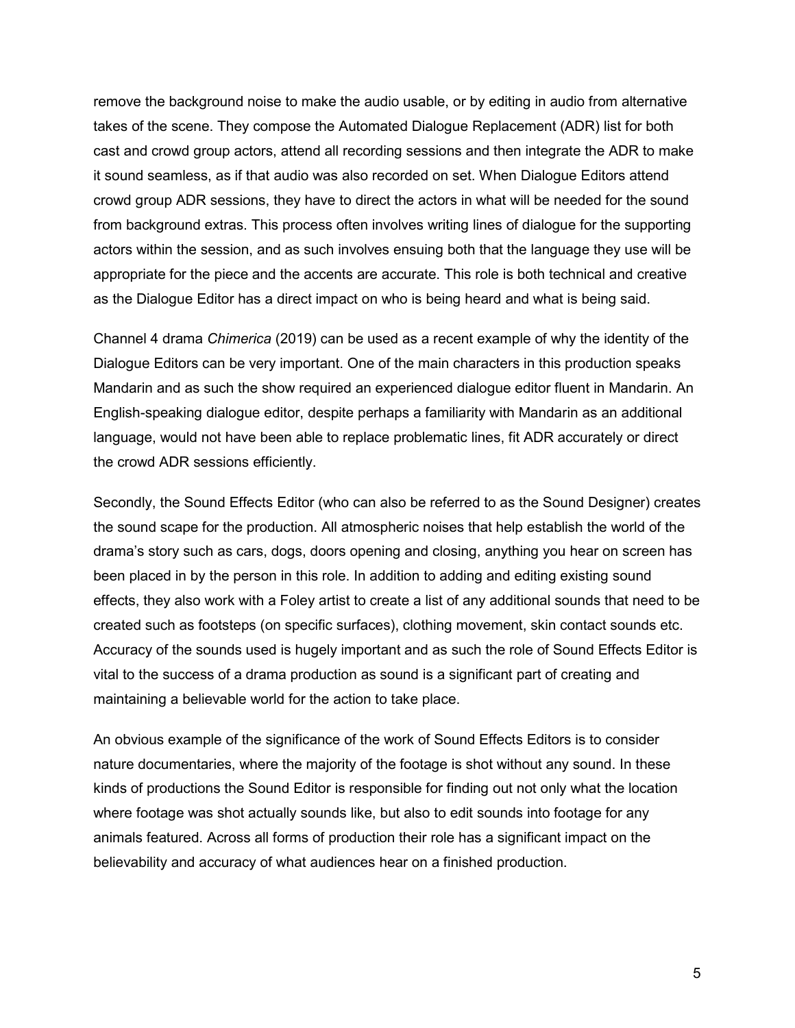remove the background noise to make the audio usable, or by editing in audio from alternative takes of the scene. They compose the Automated Dialogue Replacement (ADR) list for both cast and crowd group actors, attend all recording sessions and then integrate the ADR to make it sound seamless, as if that audio was also recorded on set. When Dialogue Editors attend crowd group ADR sessions, they have to direct the actors in what will be needed for the sound from background extras. This process often involves writing lines of dialogue for the supporting actors within the session, and as such involves ensuing both that the language they use will be appropriate for the piece and the accents are accurate. This role is both technical and creative as the Dialogue Editor has a direct impact on who is being heard and what is being said.

Channel 4 drama *Chimerica* (2019) can be used as a recent example of why the identity of the Dialogue Editors can be very important. One of the main characters in this production speaks Mandarin and as such the show required an experienced dialogue editor fluent in Mandarin. An English-speaking dialogue editor, despite perhaps a familiarity with Mandarin as an additional language, would not have been able to replace problematic lines, fit ADR accurately or direct the crowd ADR sessions efficiently.

Secondly, the Sound Effects Editor (who can also be referred to as the Sound Designer) creates the sound scape for the production. All atmospheric noises that help establish the world of the drama's story such as cars, dogs, doors opening and closing, anything you hear on screen has been placed in by the person in this role. In addition to adding and editing existing sound effects, they also work with a Foley artist to create a list of any additional sounds that need to be created such as footsteps (on specific surfaces), clothing movement, skin contact sounds etc. Accuracy of the sounds used is hugely important and as such the role of Sound Effects Editor is vital to the success of a drama production as sound is a significant part of creating and maintaining a believable world for the action to take place.

An obvious example of the significance of the work of Sound Effects Editors is to consider nature documentaries, where the majority of the footage is shot without any sound. In these kinds of productions the Sound Editor is responsible for finding out not only what the location where footage was shot actually sounds like, but also to edit sounds into footage for any animals featured. Across all forms of production their role has a significant impact on the believability and accuracy of what audiences hear on a finished production.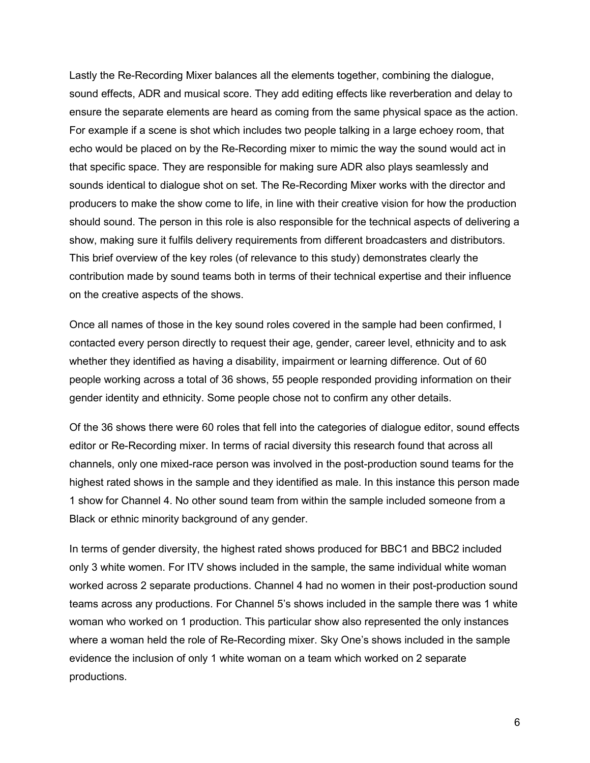Lastly the Re-Recording Mixer balances all the elements together, combining the dialogue, sound effects, ADR and musical score. They add editing effects like reverberation and delay to ensure the separate elements are heard as coming from the same physical space as the action. For example if a scene is shot which includes two people talking in a large echoey room, that echo would be placed on by the Re-Recording mixer to mimic the way the sound would act in that specific space. They are responsible for making sure ADR also plays seamlessly and sounds identical to dialogue shot on set. The Re-Recording Mixer works with the director and producers to make the show come to life, in line with their creative vision for how the production should sound. The person in this role is also responsible for the technical aspects of delivering a show, making sure it fulfils delivery requirements from different broadcasters and distributors. This brief overview of the key roles (of relevance to this study) demonstrates clearly the contribution made by sound teams both in terms of their technical expertise and their influence on the creative aspects of the shows.

Once all names of those in the key sound roles covered in the sample had been confirmed, I contacted every person directly to request their age, gender, career level, ethnicity and to ask whether they identified as having a disability, impairment or learning difference. Out of 60 people working across a total of 36 shows, 55 people responded providing information on their gender identity and ethnicity. Some people chose not to confirm any other details.

Of the 36 shows there were 60 roles that fell into the categories of dialogue editor, sound effects editor or Re-Recording mixer. In terms of racial diversity this research found that across all channels, only one mixed-race person was involved in the post-production sound teams for the highest rated shows in the sample and they identified as male. In this instance this person made 1 show for Channel 4. No other sound team from within the sample included someone from a Black or ethnic minority background of any gender.

In terms of gender diversity, the highest rated shows produced for BBC1 and BBC2 included only 3 white women. For ITV shows included in the sample, the same individual white woman worked across 2 separate productions. Channel 4 had no women in their post-production sound teams across any productions. For Channel 5's shows included in the sample there was 1 white woman who worked on 1 production. This particular show also represented the only instances where a woman held the role of Re-Recording mixer. Sky One's shows included in the sample evidence the inclusion of only 1 white woman on a team which worked on 2 separate productions.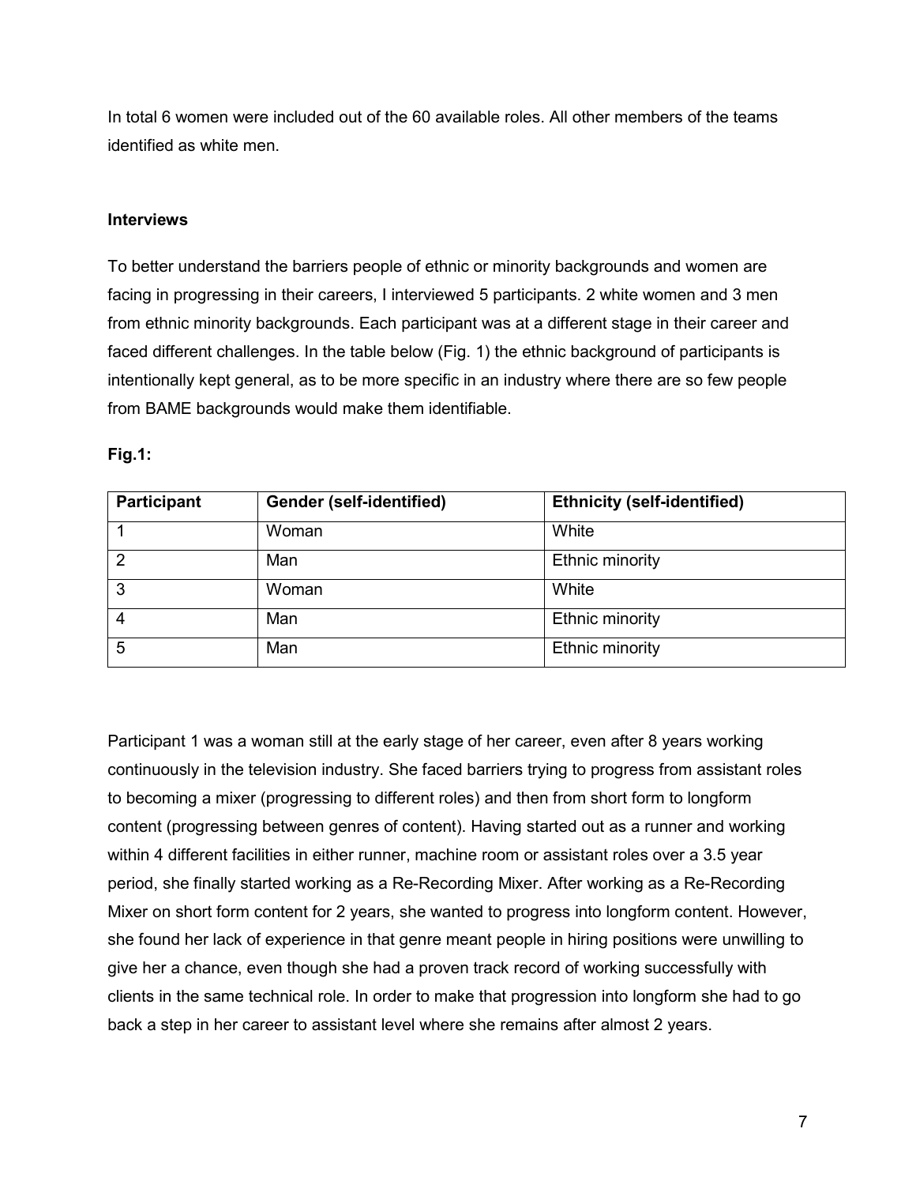In total 6 women were included out of the 60 available roles. All other members of the teams identified as white men.

**Interviews**

To better understand the barriers people of ethnic or minority backgrounds and women are facing in progressing in their careers, I interviewed 5 participants. 2 white women and 3 men from ethnic minority backgrounds. Each participant was at a different stage in their career and faced different challenges. In the table below (Fig. 1) the ethnic background of participants is intentionally kept general, as to be more specific in an industry where there are so few people from BAME backgrounds would make them identifiable.

**Fig.1:**

| Participant | Gender (self-identified) | Ethnicity (self-identified) |
|---|---|---|
| 1 | Woman | White |
| 2 | Man | Ethnic minority |
| 3 | Woman | White |
| 4 | Man | Ethnic minority |
| 5 | Man | Ethnic minority |

Participant 1 was a woman still at the early stage of her career, even after 8 years working continuously in the television industry. She faced barriers trying to progress from assistant roles to becoming a mixer (progressing to different roles) and then from short form to longform content (progressing between genres of content). Having started out as a runner and working within 4 different facilities in either runner, machine room or assistant roles over a 3.5 year period, she finally started working as a Re-Recording Mixer. After working as a Re-Recording Mixer on short form content for 2 years, she wanted to progress into longform content. However, she found her lack of experience in that genre meant people in hiring positions were unwilling to give her a chance, even though she had a proven track record of working successfully with clients in the same technical role. In order to make that progression into longform she had to go back a step in her career to assistant level where she remains after almost 2 years.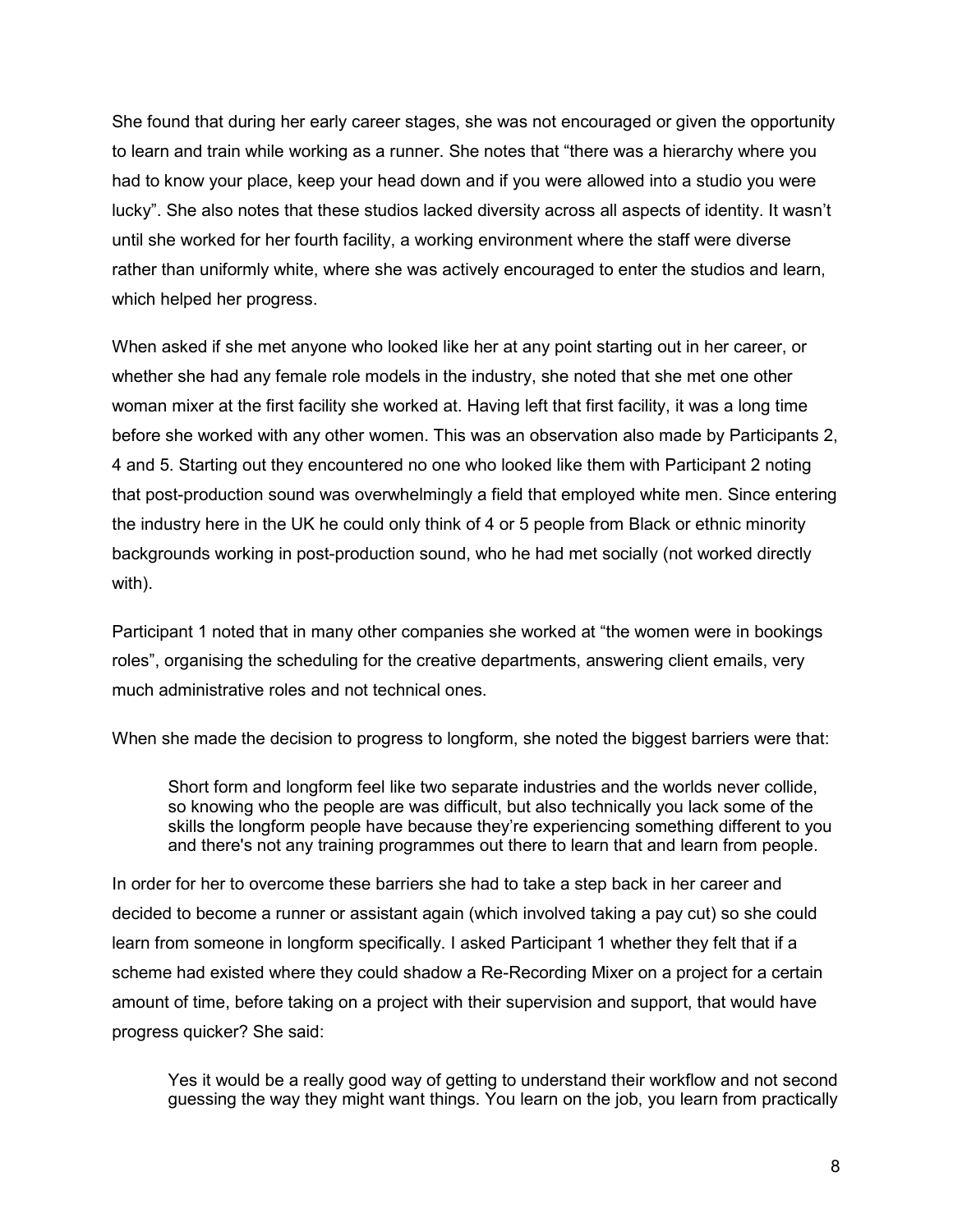She found that during her early career stages, she was not encouraged or given the opportunity to learn and train while working as a runner. She notes that "there was a hierarchy where you had to know your place, keep your head down and if you were allowed into a studio you were lucky". She also notes that these studios lacked diversity across all aspects of identity. It wasn't until she worked for her fourth facility, a working environment where the staff were diverse rather than uniformly white, where she was actively encouraged to enter the studios and learn, which helped her progress.

When asked if she met anyone who looked like her at any point starting out in her career, or whether she had any female role models in the industry, she noted that she met one other woman mixer at the first facility she worked at. Having left that first facility, it was a long time before she worked with any other women. This was an observation also made by Participants 2, 4 and 5. Starting out they encountered no one who looked like them with Participant 2 noting that post-production sound was overwhelmingly a field that employed white men. Since entering the industry here in the UK he could only think of 4 or 5 people from Black or ethnic minority backgrounds working in post-production sound, who he had met socially (not worked directly with).

Participant 1 noted that in many other companies she worked at "the women were in bookings roles", organising the scheduling for the creative departments, answering client emails, very much administrative roles and not technical ones.

When she made the decision to progress to longform, she noted the biggest barriers were that:

> Short form and longform feel like two separate industries and the worlds never collide, so knowing who the people are was difficult, but also technically you lack some of the skills the longform people have because they're experiencing something different to you and there's not any training programmes out there to learn that and learn from people.

In order for her to overcome these barriers she had to take a step back in her career and decided to become a runner or assistant again (which involved taking a pay cut) so she could learn from someone in longform specifically. I asked Participant 1 whether they felt that if a scheme had existed where they could shadow a Re-Recording Mixer on a project for a certain amount of time, before taking on a project with their supervision and support, that would have progress quicker? She said:

> Yes it would be a really good way of getting to understand their workflow and not second guessing the way they might want things. You learn on the job, you learn from practically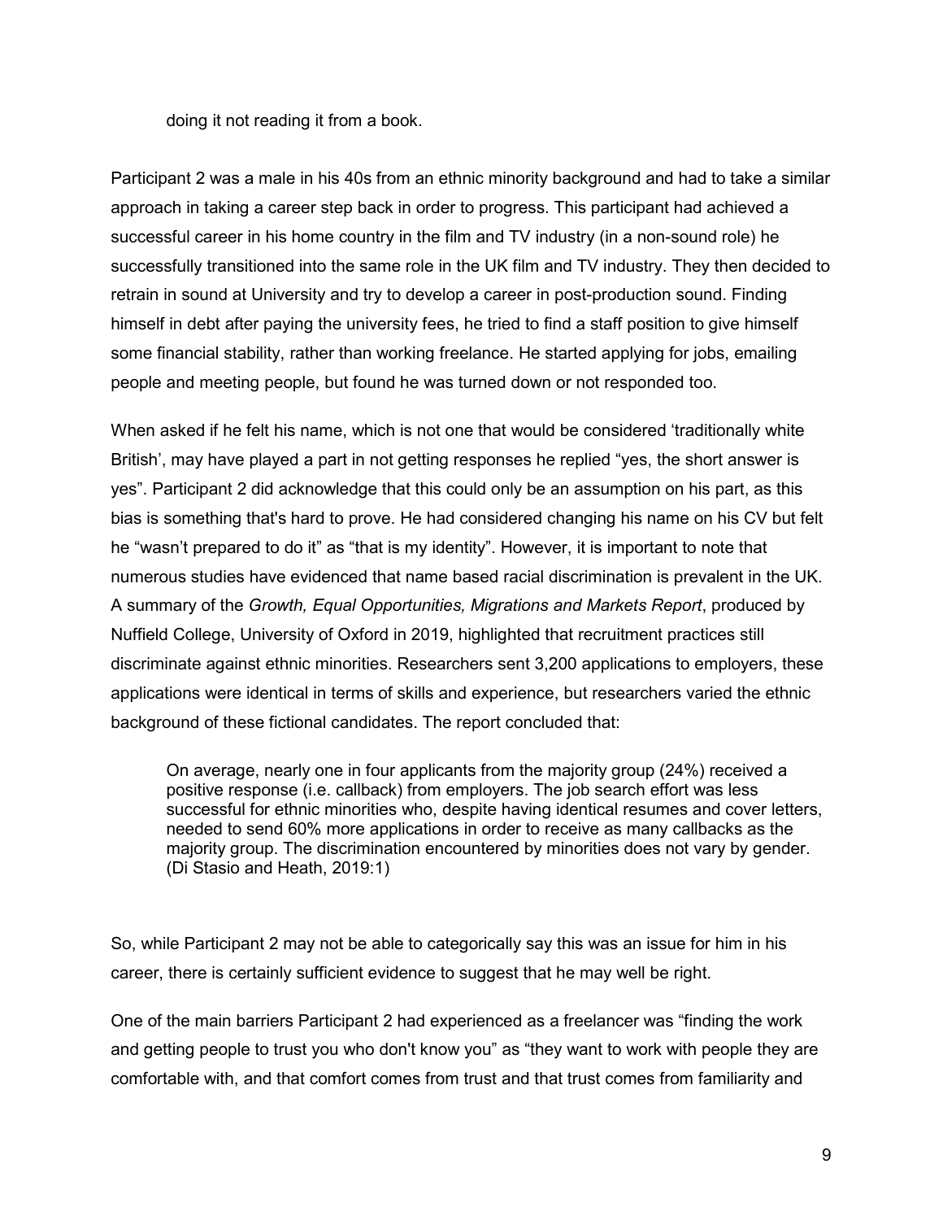doing it not reading it from a book.

Participant 2 was a male in his 40s from an ethnic minority background and had to take a similar approach in taking a career step back in order to progress. This participant had achieved a successful career in his home country in the film and TV industry (in a non-sound role) he successfully transitioned into the same role in the UK film and TV industry. They then decided to retrain in sound at University and try to develop a career in post-production sound. Finding himself in debt after paying the university fees, he tried to find a staff position to give himself some financial stability, rather than working freelance. He started applying for jobs, emailing people and meeting people, but found he was turned down or not responded too.

When asked if he felt his name, which is not one that would be considered 'traditionally white British', may have played a part in not getting responses he replied "yes, the short answer is yes". Participant 2 did acknowledge that this could only be an assumption on his part, as this bias is something that's hard to prove. He had considered changing his name on his CV but felt he "wasn't prepared to do it" as "that is my identity". However, it is important to note that numerous studies have evidenced that name based racial discrimination is prevalent in the UK. A summary of the *Growth, Equal Opportunities, Migrations and Markets Report*, produced by Nuffield College, University of Oxford in 2019, highlighted that recruitment practices still discriminate against ethnic minorities. Researchers sent 3,200 applications to employers, these applications were identical in terms of skills and experience, but researchers varied the ethnic background of these fictional candidates. The report concluded that:

> On average, nearly one in four applicants from the majority group (24%) received a positive response (i.e. callback) from employers. The job search effort was less successful for ethnic minorities who, despite having identical resumes and cover letters, needed to send 60% more applications in order to receive as many callbacks as the majority group. The discrimination encountered by minorities does not vary by gender. (Di Stasio and Heath, 2019:1)

So, while Participant 2 may not be able to categorically say this was an issue for him in his career, there is certainly sufficient evidence to suggest that he may well be right.

One of the main barriers Participant 2 had experienced as a freelancer was "finding the work and getting people to trust you who don't know you" as "they want to work with people they are comfortable with, and that comfort comes from trust and that trust comes from familiarity and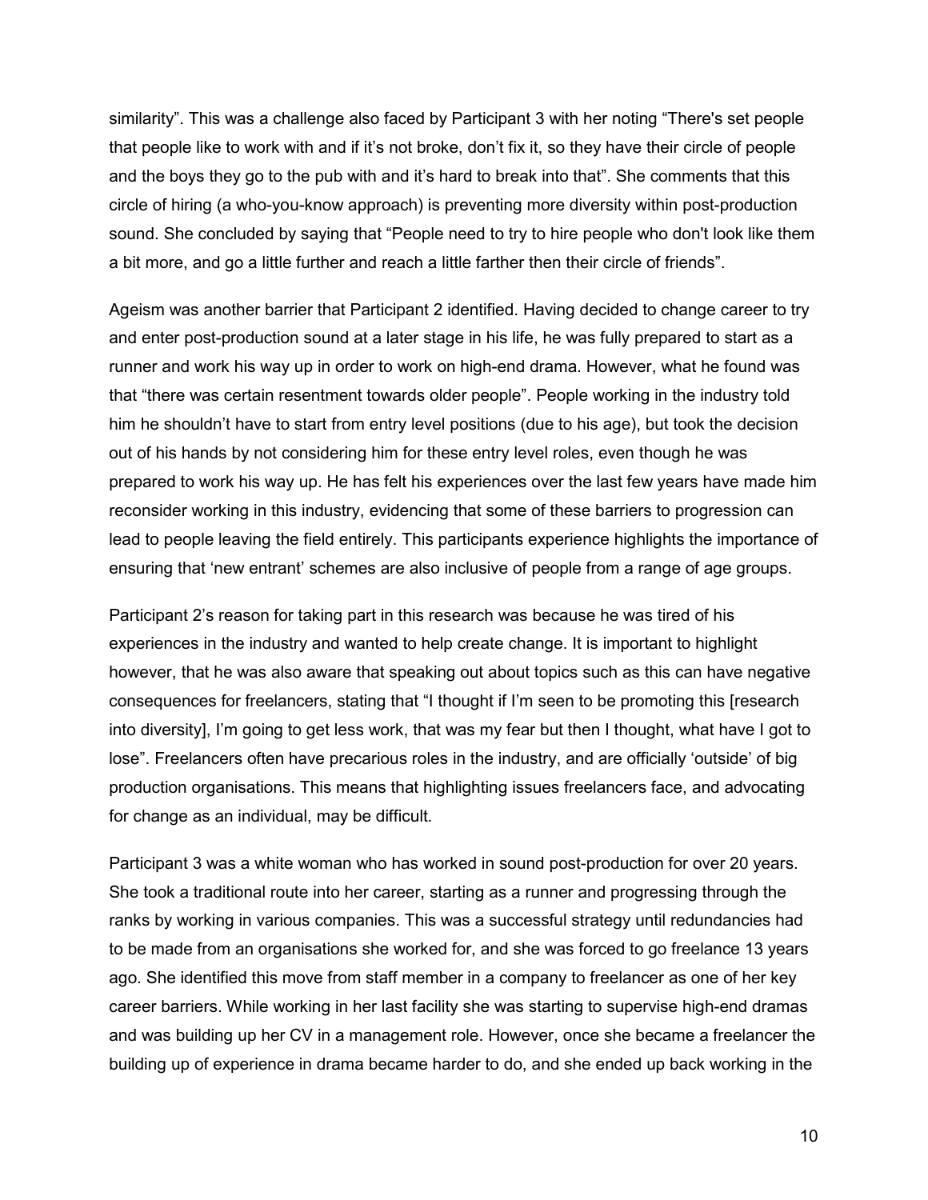similarity". This was a challenge also faced by Participant 3 with her noting "There's set people that people like to work with and if it's not broke, don't fix it, so they have their circle of people and the boys they go to the pub with and it's hard to break into that". She comments that this circle of hiring (a who-you-know approach) is preventing more diversity within post-production sound. She concluded by saying that "People need to try to hire people who don't look like them a bit more, and go a little further and reach a little farther then their circle of friends".

Ageism was another barrier that Participant 2 identified. Having decided to change career to try and enter post-production sound at a later stage in his life, he was fully prepared to start as a runner and work his way up in order to work on high-end drama. However, what he found was that "there was certain resentment towards older people". People working in the industry told him he shouldn't have to start from entry level positions (due to his age), but took the decision out of his hands by not considering him for these entry level roles, even though he was prepared to work his way up. He has felt his experiences over the last few years have made him reconsider working in this industry, evidencing that some of these barriers to progression can lead to people leaving the field entirely. This participants experience highlights the importance of ensuring that 'new entrant' schemes are also inclusive of people from a range of age groups.

Participant 2's reason for taking part in this research was because he was tired of his experiences in the industry and wanted to help create change. It is important to highlight however, that he was also aware that speaking out about topics such as this can have negative consequences for freelancers, stating that "I thought if I'm seen to be promoting this [research into diversity], I'm going to get less work, that was my fear but then I thought, what have I got to lose". Freelancers often have precarious roles in the industry, and are officially 'outside' of big production organisations. This means that highlighting issues freelancers face, and advocating for change as an individual, may be difficult.

Participant 3 was a white woman who has worked in sound post-production for over 20 years. She took a traditional route into her career, starting as a runner and progressing through the ranks by working in various companies. This was a successful strategy until redundancies had to be made from an organisations she worked for, and she was forced to go freelance 13 years ago. She identified this move from staff member in a company to freelancer as one of her key career barriers. While working in her last facility she was starting to supervise high-end dramas and was building up her CV in a management role. However, once she became a freelancer the building up of experience in drama became harder to do, and she ended up back working in the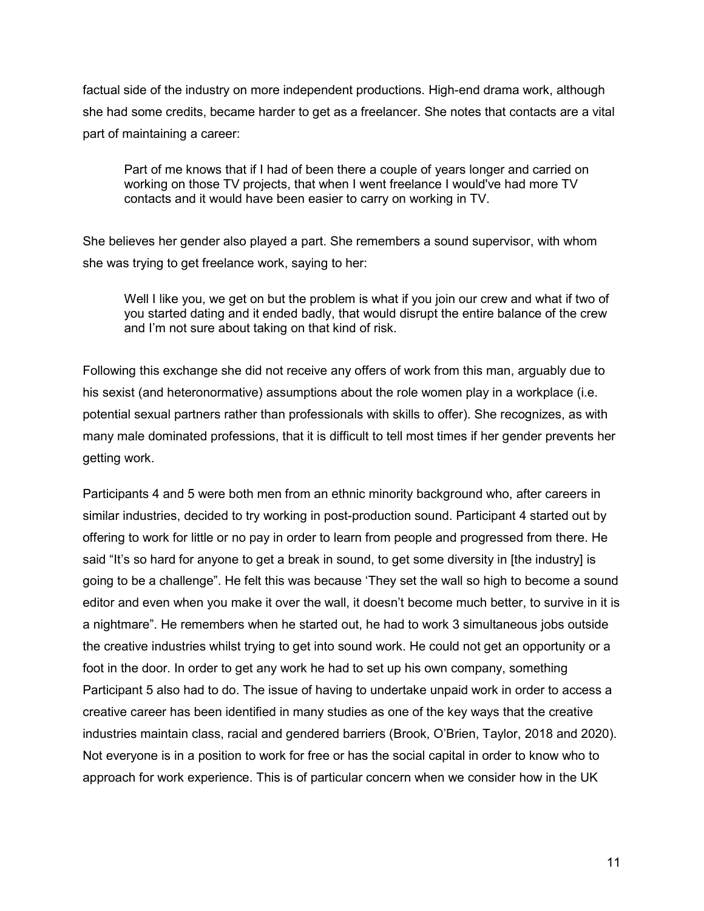factual side of the industry on more independent productions. High-end drama work, although she had some credits, became harder to get as a freelancer. She notes that contacts are a vital part of maintaining a career:

> Part of me knows that if I had of been there a couple of years longer and carried on working on those TV projects, that when I went freelance I would've had more TV contacts and it would have been easier to carry on working in TV.

She believes her gender also played a part. She remembers a sound supervisor, with whom she was trying to get freelance work, saying to her:

> Well I like you, we get on but the problem is what if you join our crew and what if two of you started dating and it ended badly, that would disrupt the entire balance of the crew and I'm not sure about taking on that kind of risk.

Following this exchange she did not receive any offers of work from this man, arguably due to his sexist (and heteronormative) assumptions about the role women play in a workplace (i.e. potential sexual partners rather than professionals with skills to offer). She recognizes, as with many male dominated professions, that it is difficult to tell most times if her gender prevents her getting work.

Participants 4 and 5 were both men from an ethnic minority background who, after careers in similar industries, decided to try working in post-production sound. Participant 4 started out by offering to work for little or no pay in order to learn from people and progressed from there. He said "It's so hard for anyone to get a break in sound, to get some diversity in [the industry] is going to be a challenge". He felt this was because 'They set the wall so high to become a sound editor and even when you make it over the wall, it doesn't become much better, to survive in it is a nightmare". He remembers when he started out, he had to work 3 simultaneous jobs outside the creative industries whilst trying to get into sound work. He could not get an opportunity or a foot in the door. In order to get any work he had to set up his own company, something Participant 5 also had to do. The issue of having to undertake unpaid work in order to access a creative career has been identified in many studies as one of the key ways that the creative industries maintain class, racial and gendered barriers (Brook, O'Brien, Taylor, 2018 and 2020). Not everyone is in a position to work for free or has the social capital in order to know who to approach for work experience. This is of particular concern when we consider how in the UK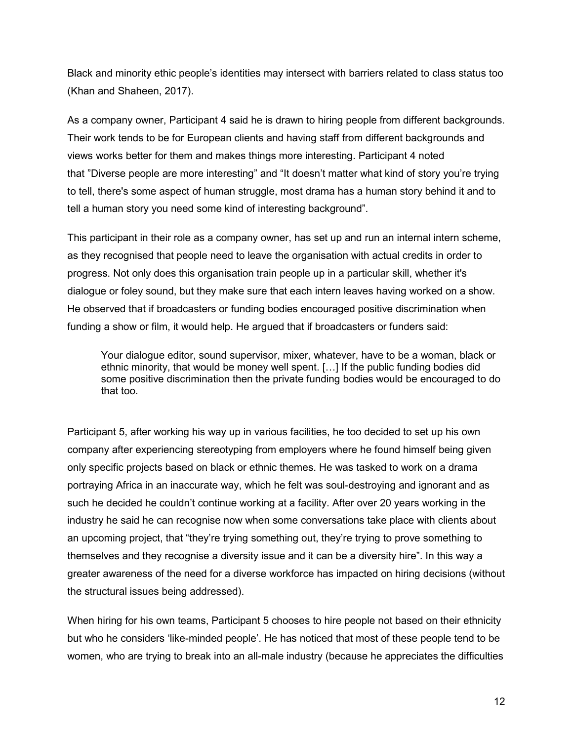Black and minority ethic people's identities may intersect with barriers related to class status too (Khan and Shaheen, 2017).

As a company owner, Participant 4 said he is drawn to hiring people from different backgrounds. Their work tends to be for European clients and having staff from different backgrounds and views works better for them and makes things more interesting. Participant 4 noted that "Diverse people are more interesting" and "It doesn't matter what kind of story you're trying to tell, there's some aspect of human struggle, most drama has a human story behind it and to tell a human story you need some kind of interesting background".

This participant in their role as a company owner, has set up and run an internal intern scheme, as they recognised that people need to leave the organisation with actual credits in order to progress. Not only does this organisation train people up in a particular skill, whether it's dialogue or foley sound, but they make sure that each intern leaves having worked on a show. He observed that if broadcasters or funding bodies encouraged positive discrimination when funding a show or film, it would help. He argued that if broadcasters or funders said:

> Your dialogue editor, sound supervisor, mixer, whatever, have to be a woman, black or ethnic minority, that would be money well spent. […] If the public funding bodies did some positive discrimination then the private funding bodies would be encouraged to do that too.

Participant 5, after working his way up in various facilities, he too decided to set up his own company after experiencing stereotyping from employers where he found himself being given only specific projects based on black or ethnic themes. He was tasked to work on a drama portraying Africa in an inaccurate way, which he felt was soul-destroying and ignorant and as such he decided he couldn't continue working at a facility. After over 20 years working in the industry he said he can recognise now when some conversations take place with clients about an upcoming project, that "they're trying something out, they're trying to prove something to themselves and they recognise a diversity issue and it can be a diversity hire". In this way a greater awareness of the need for a diverse workforce has impacted on hiring decisions (without the structural issues being addressed).

When hiring for his own teams, Participant 5 chooses to hire people not based on their ethnicity but who he considers 'like-minded people'. He has noticed that most of these people tend to be women, who are trying to break into an all-male industry (because he appreciates the difficulties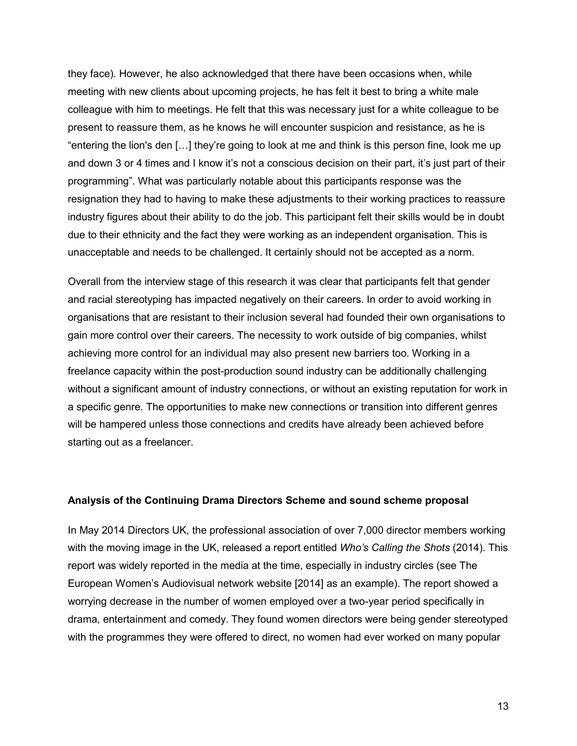they face). However, he also acknowledged that there have been occasions when, while meeting with new clients about upcoming projects, he has felt it best to bring a white male colleague with him to meetings. He felt that this was necessary just for a white colleague to be present to reassure them, as he knows he will encounter suspicion and resistance, as he is "entering the lion's den […] they're going to look at me and think is this person fine, look me up and down 3 or 4 times and I know it's not a conscious decision on their part, it's just part of their programming". What was particularly notable about this participants response was the resignation they had to having to make these adjustments to their working practices to reassure industry figures about their ability to do the job. This participant felt their skills would be in doubt due to their ethnicity and the fact they were working as an independent organisation. This is unacceptable and needs to be challenged. It certainly should not be accepted as a norm.

Overall from the interview stage of this research it was clear that participants felt that gender and racial stereotyping has impacted negatively on their careers. In order to avoid working in organisations that are resistant to their inclusion several had founded their own organisations to gain more control over their careers. The necessity to work outside of big companies, whilst achieving more control for an individual may also present new barriers too. Working in a freelance capacity within the post-production sound industry can be additionally challenging without a significant amount of industry connections, or without an existing reputation for work in a specific genre. The opportunities to make new connections or transition into different genres will be hampered unless those connections and credits have already been achieved before starting out as a freelancer.

**Analysis of the Continuing Drama Directors Scheme and sound scheme proposal**

In May 2014 Directors UK, the professional association of over 7,000 director members working with the moving image in the UK, released a report entitled *Who's Calling the Shots* (2014). This report was widely reported in the media at the time, especially in industry circles (see The European Women's Audiovisual network website [2014] as an example). The report showed a worrying decrease in the number of women employed over a two-year period specifically in drama, entertainment and comedy. They found women directors were being gender stereotyped with the programmes they were offered to direct, no women had ever worked on many popular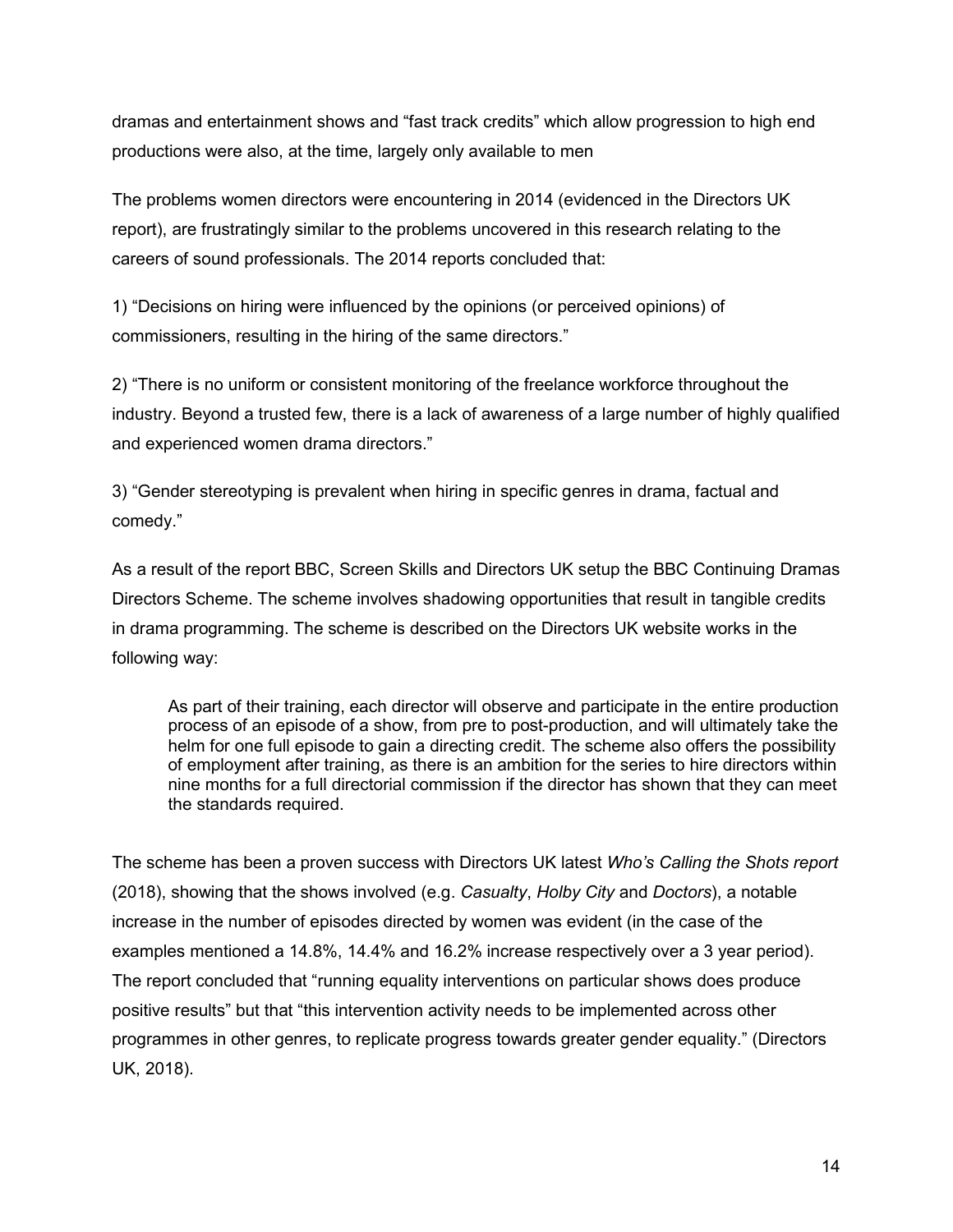dramas and entertainment shows and "fast track credits" which allow progression to high end productions were also, at the time, largely only available to men

The problems women directors were encountering in 2014 (evidenced in the Directors UK report), are frustratingly similar to the problems uncovered in this research relating to the careers of sound professionals. The 2014 reports concluded that:

1) "Decisions on hiring were influenced by the opinions (or perceived opinions) of commissioners, resulting in the hiring of the same directors."

2) "There is no uniform or consistent monitoring of the freelance workforce throughout the industry. Beyond a trusted few, there is a lack of awareness of a large number of highly qualified and experienced women drama directors."

3) "Gender stereotyping is prevalent when hiring in specific genres in drama, factual and comedy."

As a result of the report BBC, Screen Skills and Directors UK setup the BBC Continuing Dramas Directors Scheme. The scheme involves shadowing opportunities that result in tangible credits in drama programming. The scheme is described on the Directors UK website works in the following way:

> As part of their training, each director will observe and participate in the entire production process of an episode of a show, from pre to post-production, and will ultimately take the helm for one full episode to gain a directing credit. The scheme also offers the possibility of employment after training, as there is an ambition for the series to hire directors within nine months for a full directorial commission if the director has shown that they can meet the standards required.

The scheme has been a proven success with Directors UK latest *Who's Calling the Shots report* (2018), showing that the shows involved (e.g. *Casualty*, *Holby City* and *Doctors*), a notable increase in the number of episodes directed by women was evident (in the case of the examples mentioned a 14.8%, 14.4% and 16.2% increase respectively over a 3 year period). The report concluded that "running equality interventions on particular shows does produce positive results" but that "this intervention activity needs to be implemented across other programmes in other genres, to replicate progress towards greater gender equality." (Directors UK, 2018).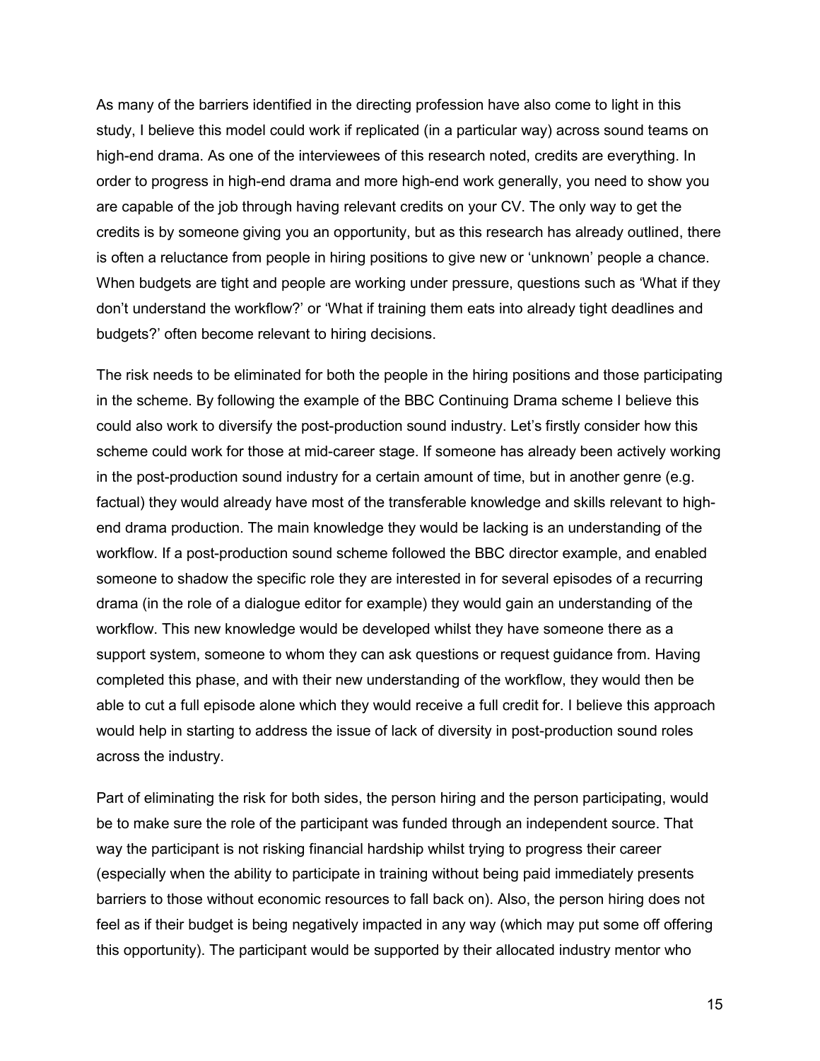As many of the barriers identified in the directing profession have also come to light in this study, I believe this model could work if replicated (in a particular way) across sound teams on high-end drama. As one of the interviewees of this research noted, credits are everything. In order to progress in high-end drama and more high-end work generally, you need to show you are capable of the job through having relevant credits on your CV. The only way to get the credits is by someone giving you an opportunity, but as this research has already outlined, there is often a reluctance from people in hiring positions to give new or 'unknown' people a chance. When budgets are tight and people are working under pressure, questions such as 'What if they don't understand the workflow?' or 'What if training them eats into already tight deadlines and budgets?' often become relevant to hiring decisions.

The risk needs to be eliminated for both the people in the hiring positions and those participating in the scheme. By following the example of the BBC Continuing Drama scheme I believe this could also work to diversify the post-production sound industry. Let's firstly consider how this scheme could work for those at mid-career stage. If someone has already been actively working in the post-production sound industry for a certain amount of time, but in another genre (e.g. factual) they would already have most of the transferable knowledge and skills relevant to high-end drama production. The main knowledge they would be lacking is an understanding of the workflow. If a post-production sound scheme followed the BBC director example, and enabled someone to shadow the specific role they are interested in for several episodes of a recurring drama (in the role of a dialogue editor for example) they would gain an understanding of the workflow. This new knowledge would be developed whilst they have someone there as a support system, someone to whom they can ask questions or request guidance from. Having completed this phase, and with their new understanding of the workflow, they would then be able to cut a full episode alone which they would receive a full credit for. I believe this approach would help in starting to address the issue of lack of diversity in post-production sound roles across the industry.

Part of eliminating the risk for both sides, the person hiring and the person participating, would be to make sure the role of the participant was funded through an independent source. That way the participant is not risking financial hardship whilst trying to progress their career (especially when the ability to participate in training without being paid immediately presents barriers to those without economic resources to fall back on). Also, the person hiring does not feel as if their budget is being negatively impacted in any way (which may put some off offering this opportunity). The participant would be supported by their allocated industry mentor who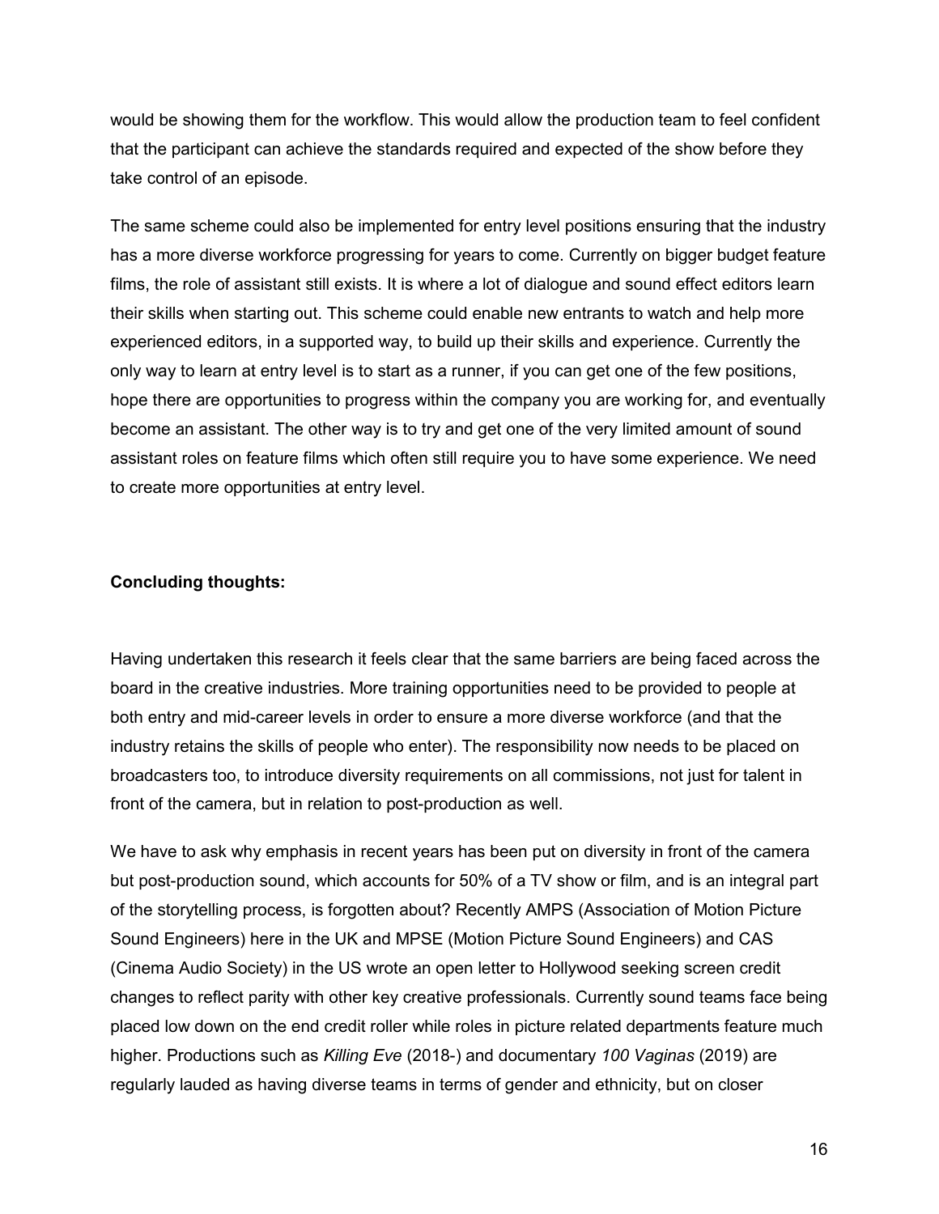would be showing them for the workflow. This would allow the production team to feel confident that the participant can achieve the standards required and expected of the show before they take control of an episode.

The same scheme could also be implemented for entry level positions ensuring that the industry has a more diverse workforce progressing for years to come. Currently on bigger budget feature films, the role of assistant still exists. It is where a lot of dialogue and sound effect editors learn their skills when starting out. This scheme could enable new entrants to watch and help more experienced editors, in a supported way, to build up their skills and experience. Currently the only way to learn at entry level is to start as a runner, if you can get one of the few positions, hope there are opportunities to progress within the company you are working for, and eventually become an assistant. The other way is to try and get one of the very limited amount of sound assistant roles on feature films which often still require you to have some experience. We need to create more opportunities at entry level.

**Concluding thoughts:**

Having undertaken this research it feels clear that the same barriers are being faced across the board in the creative industries. More training opportunities need to be provided to people at both entry and mid-career levels in order to ensure a more diverse workforce (and that the industry retains the skills of people who enter). The responsibility now needs to be placed on broadcasters too, to introduce diversity requirements on all commissions, not just for talent in front of the camera, but in relation to post-production as well.

We have to ask why emphasis in recent years has been put on diversity in front of the camera but post-production sound, which accounts for 50% of a TV show or film, and is an integral part of the storytelling process, is forgotten about? Recently AMPS (Association of Motion Picture Sound Engineers) here in the UK and MPSE (Motion Picture Sound Engineers) and CAS (Cinema Audio Society) in the US wrote an open letter to Hollywood seeking screen credit changes to reflect parity with other key creative professionals. Currently sound teams face being placed low down on the end credit roller while roles in picture related departments feature much higher. Productions such as *Killing Eve* (2018-) and documentary *100 Vaginas* (2019) are regularly lauded as having diverse teams in terms of gender and ethnicity, but on closer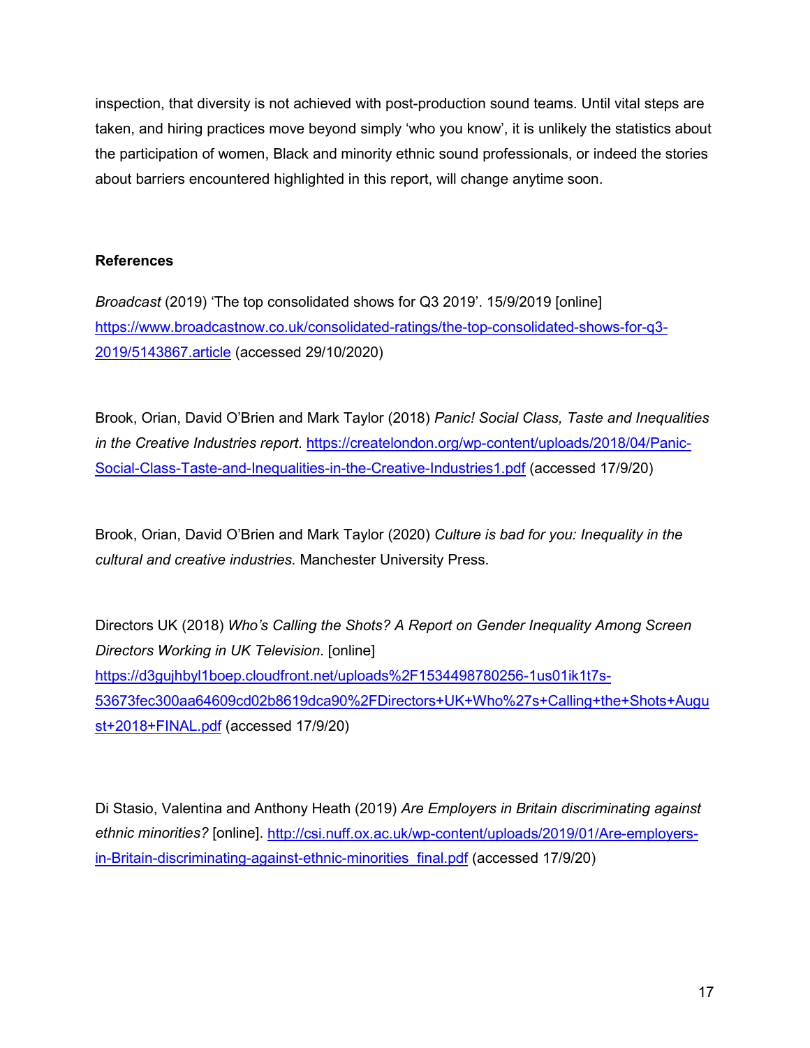inspection, that diversity is not achieved with post-production sound teams. Until vital steps are taken, and hiring practices move beyond simply 'who you know', it is unlikely the statistics about the participation of women, Black and minority ethnic sound professionals, or indeed the stories about barriers encountered highlighted in this report, will change anytime soon.

**References**

*Broadcast* (2019) 'The top consolidated shows for Q3 2019'. 15/9/2019 [online] https://www.broadcastnow.co.uk/consolidated-ratings/the-top-consolidated-shows-for-q3-2019/5143867.article (accessed 29/10/2020)

Brook, Orian, David O'Brien and Mark Taylor (2018) *Panic! Social Class, Taste and Inequalities in the Creative Industries report*. https://createlondon.org/wp-content/uploads/2018/04/Panic-Social-Class-Taste-and-Inequalities-in-the-Creative-Industries1.pdf (accessed 17/9/20)

Brook, Orian, David O'Brien and Mark Taylor (2020) *Culture is bad for you: Inequality in the cultural and creative industries*. Manchester University Press.

Directors UK (2018) *Who's Calling the Shots? A Report on Gender Inequality Among Screen Directors Working in UK Television*. [online] https://d3gujhbyl1boep.cloudfront.net/uploads%2F1534498780256-1us01ik1t7s-53673fec300aa64609cd02b8619dca90%2FDirectors+UK+Who%27s+Calling+the+Shots+August+2018+FINAL.pdf (accessed 17/9/20)

Di Stasio, Valentina and Anthony Heath (2019) *Are Employers in Britain discriminating against ethnic minorities?* [online]. http://csi.nuff.ox.ac.uk/wp-content/uploads/2019/01/Are-employers-in-Britain-discriminating-against-ethnic-minorities_final.pdf (accessed 17/9/20)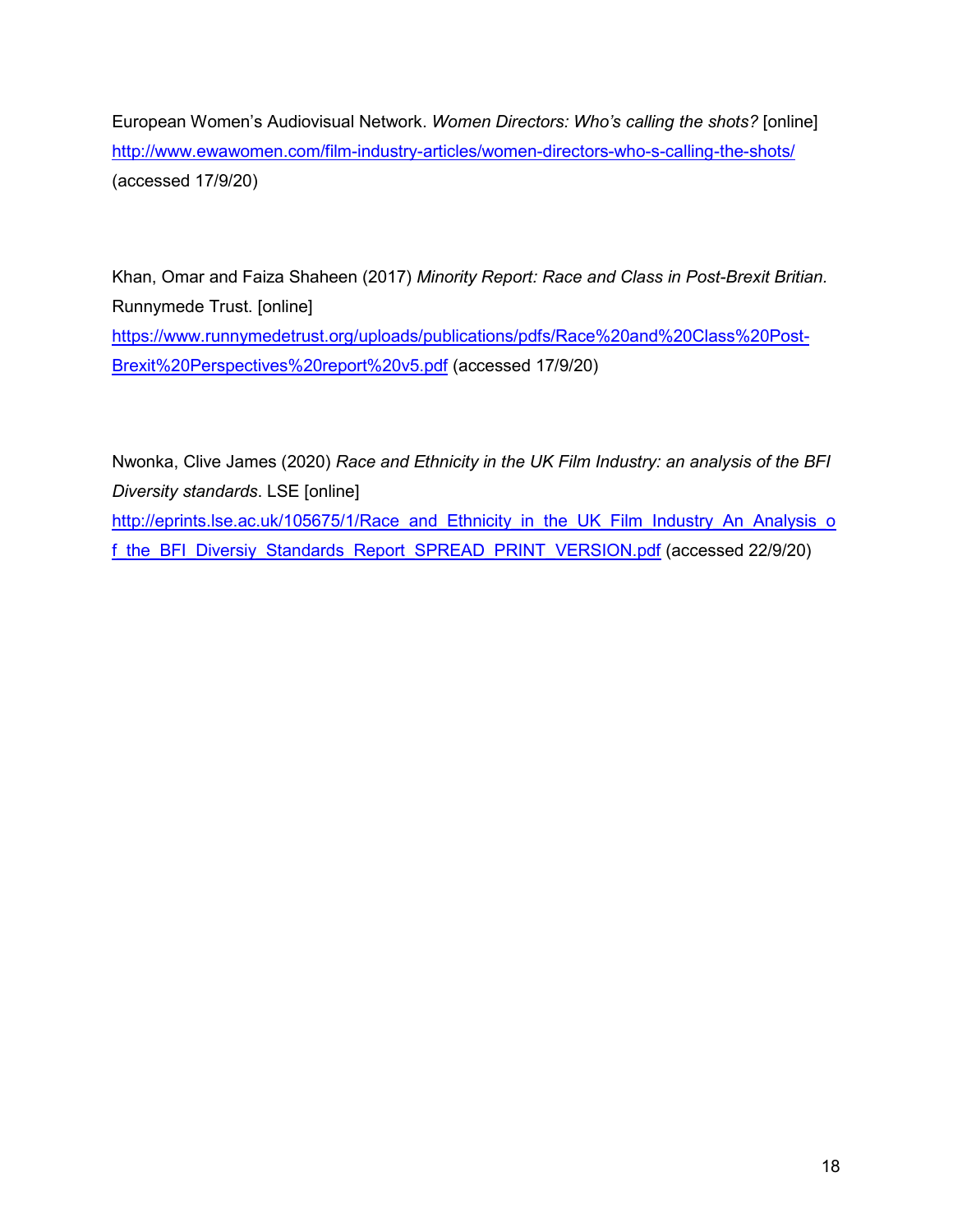European Women's Audiovisual Network. *Women Directors: Who's calling the shots?* [online] http://www.ewawomen.com/film-industry-articles/women-directors-who-s-calling-the-shots/ (accessed 17/9/20)

Khan, Omar and Faiza Shaheen (2017) *Minority Report: Race and Class in Post-Brexit Britian.* Runnymede Trust. [online] https://www.runnymedetrust.org/uploads/publications/pdfs/Race%20and%20Class%20Post-Brexit%20Perspectives%20report%20v5.pdf (accessed 17/9/20)

Nwonka, Clive James (2020) *Race and Ethnicity in the UK Film Industry: an analysis of the BFI Diversity standards*. LSE [online] http://eprints.lse.ac.uk/105675/1/Race_and_Ethnicity_in_the_UK_Film_Industry_An_Analysis_of_the_BFI_Diversiy_Standards_Report_SPREAD_PRINT_VERSION.pdf (accessed 22/9/20)